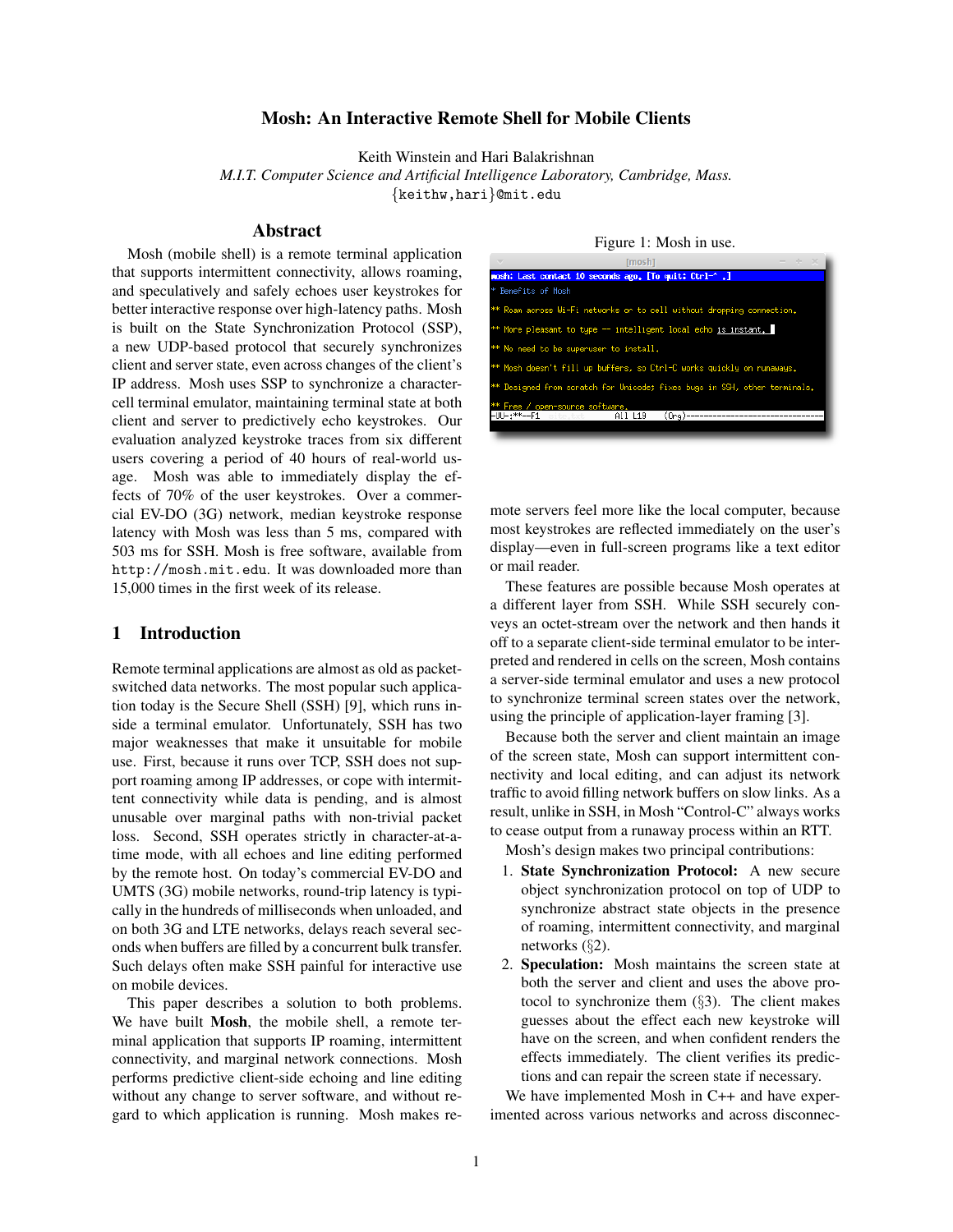# Mosh: An Interactive Remote Shell for Mobile Clients

Keith Winstein and Hari Balakrishnan
*M.I.T. Computer Science and Artificial Intelligence Laboratory, Cambridge, Mass.*
{keithw,hari}@mit.edu

## Abstract

Mosh (mobile shell) is a remote terminal application that supports intermittent connectivity, allows roaming, and speculatively and safely echoes user keystrokes for better interactive response over high-latency paths. Mosh is built on the State Synchronization Protocol (SSP), a new UDP-based protocol that securely synchronizes client and server state, even across changes of the client's IP address. Mosh uses SSP to synchronize a character-cell terminal emulator, maintaining terminal state at both client and server to predictively echo keystrokes. Our evaluation analyzed keystroke traces from six different users covering a period of 40 hours of real-world usage. Mosh was able to immediately display the effects of 70% of the user keystrokes. Over a commercial EV-DO (3G) network, median keystroke response latency with Mosh was less than 5 ms, compared with 503 ms for SSH. Mosh is free software, available from http://mosh.mit.edu. It was downloaded more than 15,000 times in the first week of its release.

Figure 1: Mosh in use.

## 1 Introduction

Remote terminal applications are almost as old as packet-switched data networks. The most popular such application today is the Secure Shell (SSH) [9], which runs inside a terminal emulator. Unfortunately, SSH has two major weaknesses that make it unsuitable for mobile use. First, because it runs over TCP, SSH does not support roaming among IP addresses, or cope with intermittent connectivity while data is pending, and is almost unusable over marginal paths with non-trivial packet loss. Second, SSH operates strictly in character-at-a-time mode, with all echoes and line editing performed by the remote host. On today's commercial EV-DO and UMTS (3G) mobile networks, round-trip latency is typically in the hundreds of milliseconds when unloaded, and on both 3G and LTE networks, delays reach several seconds when buffers are filled by a concurrent bulk transfer. Such delays often make SSH painful for interactive use on mobile devices.

This paper describes a solution to both problems. We have built **Mosh**, the mobile shell, a remote terminal application that supports IP roaming, intermittent connectivity, and marginal network connections. Mosh performs predictive client-side echoing and line editing without any change to server software, and without regard to which application is running. Mosh makes remote servers feel more like the local computer, because most keystrokes are reflected immediately on the user's display—even in full-screen programs like a text editor or mail reader.

These features are possible because Mosh operates at a different layer from SSH. While SSH securely conveys an octet-stream over the network and then hands it off to a separate client-side terminal emulator to be interpreted and rendered in cells on the screen, Mosh contains a server-side terminal emulator and uses a new protocol to synchronize terminal screen states over the network, using the principle of application-layer framing [3].

Because both the server and client maintain an image of the screen state, Mosh can support intermittent connectivity and local editing, and can adjust its network traffic to avoid filling network buffers on slow links. As a result, unlike in SSH, in Mosh "Control-C" always works to cease output from a runaway process within an RTT.

Mosh's design makes two principal contributions:

1. **State Synchronization Protocol:** A new secure object synchronization protocol on top of UDP to synchronize abstract state objects in the presence of roaming, intermittent connectivity, and marginal networks (§2).
2. **Speculation:** Mosh maintains the screen state at both the server and client and uses the above protocol to synchronize them (§3). The client makes guesses about the effect each new keystroke will have on the screen, and when confident renders the effects immediately. The client verifies its predictions and can repair the screen state if necessary.

We have implemented Mosh in C++ and have experimented across various networks and across disconnec-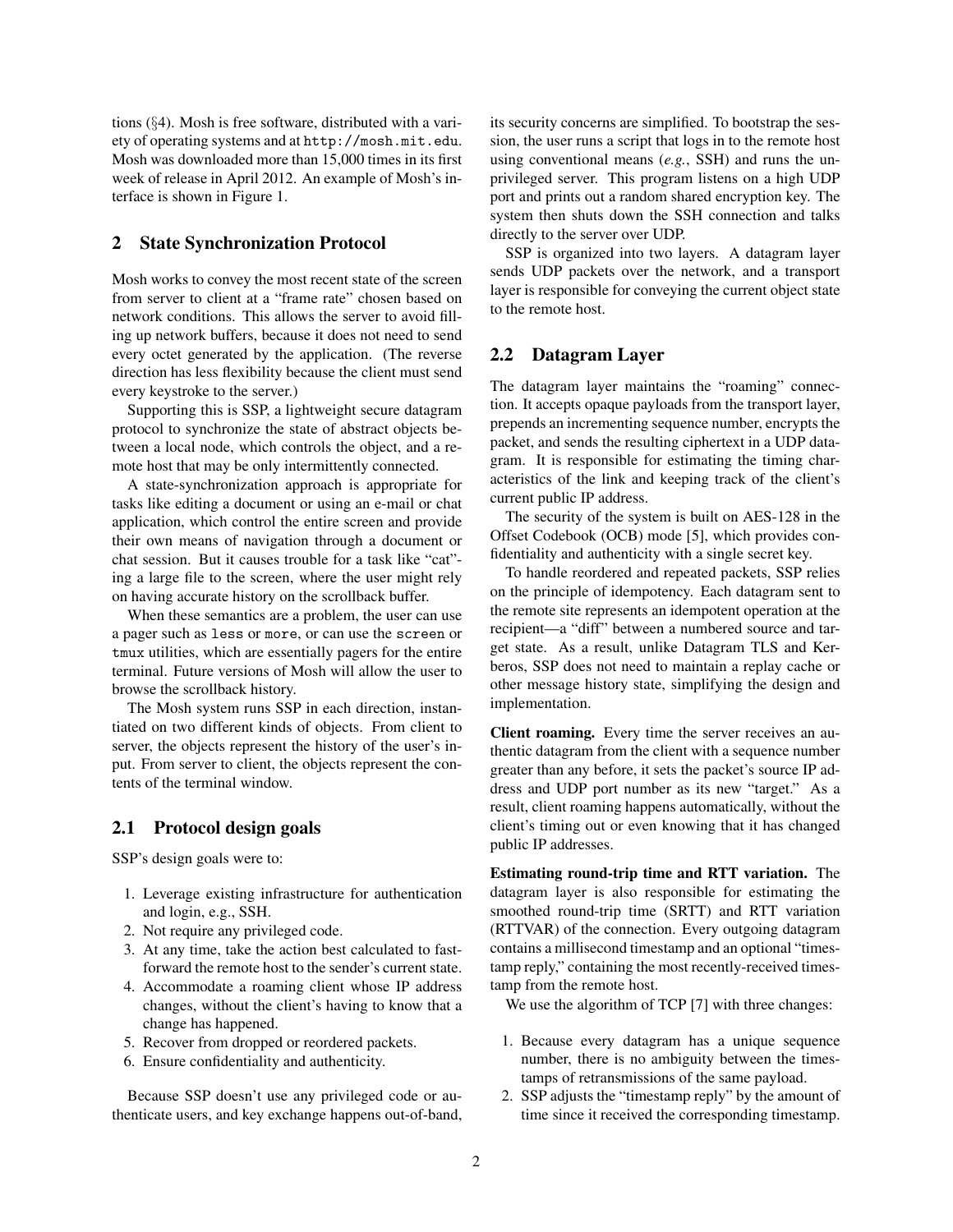tions (§4). Mosh is free software, distributed with a variety of operating systems and at http://mosh.mit.edu. Mosh was downloaded more than 15,000 times in its first week of release in April 2012. An example of Mosh's interface is shown in Figure 1.

## 2 State Synchronization Protocol

Mosh works to convey the most recent state of the screen from server to client at a "frame rate" chosen based on network conditions. This allows the server to avoid filling up network buffers, because it does not need to send every octet generated by the application. (The reverse direction has less flexibility because the client must send every keystroke to the server.)

Supporting this is SSP, a lightweight secure datagram protocol to synchronize the state of abstract objects between a local node, which controls the object, and a remote host that may be only intermittently connected.

A state-synchronization approach is appropriate for tasks like editing a document or using an e-mail or chat application, which control the entire screen and provide their own means of navigation through a document or chat session. But it causes trouble for a task like "cat"-ing a large file to the screen, where the user might rely on having accurate history on the scrollback buffer.

When these semantics are a problem, the user can use a pager such as `less` or `more`, or can use the `screen` or `tmux` utilities, which are essentially pagers for the entire terminal. Future versions of Mosh will allow the user to browse the scrollback history.

The Mosh system runs SSP in each direction, instantiated on two different kinds of objects. From client to server, the objects represent the history of the user's input. From server to client, the objects represent the contents of the terminal window.

### 2.1 Protocol design goals

SSP's design goals were to:

1. Leverage existing infrastructure for authentication and login, e.g., SSH.
2. Not require any privileged code.
3. At any time, take the action best calculated to fast-forward the remote host to the sender's current state.
4. Accommodate a roaming client whose IP address changes, without the client's having to know that a change has happened.
5. Recover from dropped or reordered packets.
6. Ensure confidentiality and authenticity.

Because SSP doesn't use any privileged code or authenticate users, and key exchange happens out-of-band, its security concerns are simplified. To bootstrap the session, the user runs a script that logs in to the remote host using conventional means (*e.g.*, SSH) and runs the unprivileged server. This program listens on a high UDP port and prints out a random shared encryption key. The system then shuts down the SSH connection and talks directly to the server over UDP.

SSP is organized into two layers. A datagram layer sends UDP packets over the network, and a transport layer is responsible for conveying the current object state to the remote host.

### 2.2 Datagram Layer

The datagram layer maintains the "roaming" connection. It accepts opaque payloads from the transport layer, prepends an incrementing sequence number, encrypts the packet, and sends the resulting ciphertext in a UDP datagram. It is responsible for estimating the timing characteristics of the link and keeping track of the client's current public IP address.

The security of the system is built on AES-128 in the Offset Codebook (OCB) mode [5], which provides confidentiality and authenticity with a single secret key.

To handle reordered and repeated packets, SSP relies on the principle of idempotency. Each datagram sent to the remote site represents an idempotent operation at the recipient—a "diff" between a numbered source and target state. As a result, unlike Datagram TLS and Kerberos, SSP does not need to maintain a replay cache or other message history state, simplifying the design and implementation.

**Client roaming.** Every time the server receives an authentic datagram from the client with a sequence number greater than any before, it sets the packet's source IP address and UDP port number as its new "target." As a result, client roaming happens automatically, without the client's timing out or even knowing that it has changed public IP addresses.

**Estimating round-trip time and RTT variation.** The datagram layer is also responsible for estimating the smoothed round-trip time (SRTT) and RTT variation (RTTVAR) of the connection. Every outgoing datagram contains a millisecond timestamp and an optional "timestamp reply," containing the most recently-received timestamp from the remote host.

We use the algorithm of TCP [7] with three changes:

1. Because every datagram has a unique sequence number, there is no ambiguity between the timestamps of retransmissions of the same payload.
2. SSP adjusts the "timestamp reply" by the amount of time since it received the corresponding timestamp.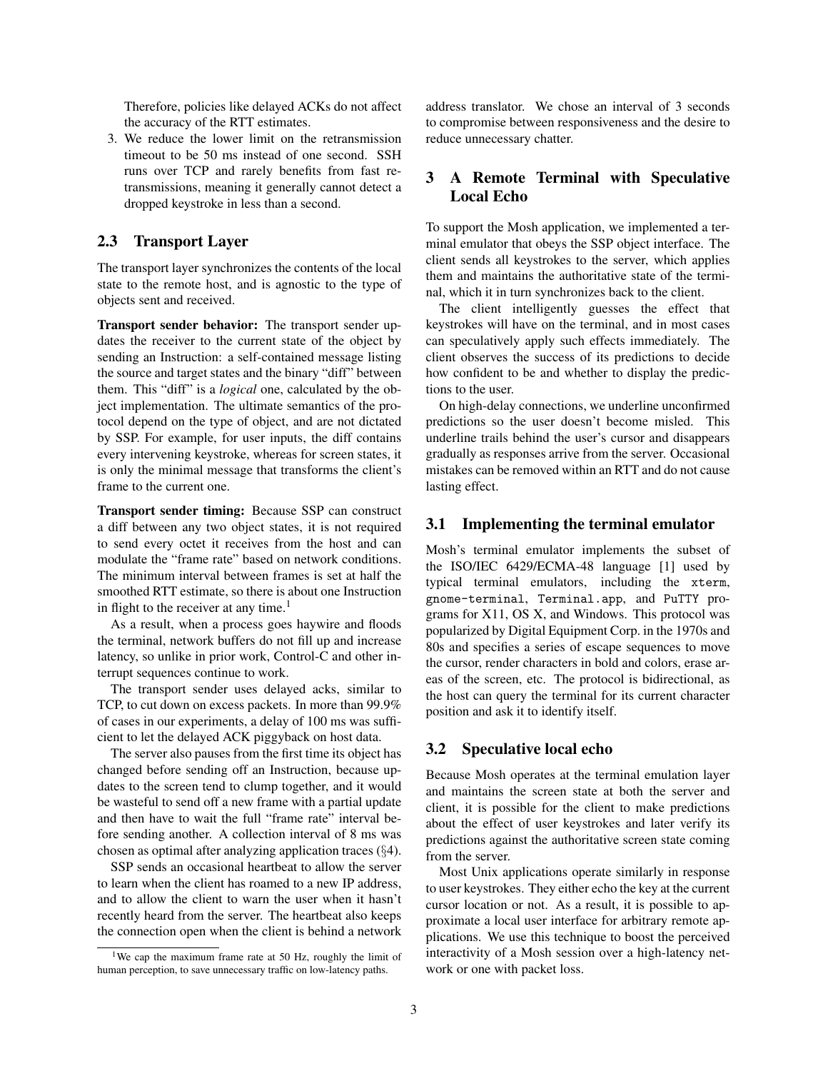Therefore, policies like delayed ACKs do not affect the accuracy of the RTT estimates.

3. We reduce the lower limit on the retransmission timeout to be 50 ms instead of one second. SSH runs over TCP and rarely benefits from fast retransmissions, meaning it generally cannot detect a dropped keystroke in less than a second.

## 2.3 Transport Layer

The transport layer synchronizes the contents of the local state to the remote host, and is agnostic to the type of objects sent and received.

**Transport sender behavior:** The transport sender updates the receiver to the current state of the object by sending an Instruction: a self-contained message listing the source and target states and the binary "diff" between them. This "diff" is a *logical* one, calculated by the object implementation. The ultimate semantics of the protocol depend on the type of object, and are not dictated by SSP. For example, for user inputs, the diff contains every intervening keystroke, whereas for screen states, it is only the minimal message that transforms the client's frame to the current one.

**Transport sender timing:** Because SSP can construct a diff between any two object states, it is not required to send every octet it receives from the host and can modulate the "frame rate" based on network conditions. The minimum interval between frames is set at half the smoothed RTT estimate, so there is about one Instruction in flight to the receiver at any time.[1]

As a result, when a process goes haywire and floods the terminal, network buffers do not fill up and increase latency, so unlike in prior work, Control-C and other interrupt sequences continue to work.

The transport sender uses delayed acks, similar to TCP, to cut down on excess packets. In more than 99.9% of cases in our experiments, a delay of 100 ms was sufficient to let the delayed ACK piggyback on host data.

The server also pauses from the first time its object has changed before sending off an Instruction, because updates to the screen tend to clump together, and it would be wasteful to send off a new frame with a partial update and then have to wait the full "frame rate" interval before sending another. A collection interval of 8 ms was chosen as optimal after analyzing application traces (§4).

SSP sends an occasional heartbeat to allow the server to learn when the client has roamed to a new IP address, and to allow the client to warn the user when it hasn't recently heard from the server. The heartbeat also keeps the connection open when the client is behind a network address translator. We chose an interval of 3 seconds to compromise between responsiveness and the desire to reduce unnecessary chatter.

[1] We cap the maximum frame rate at 50 Hz, roughly the limit of human perception, to save unnecessary traffic on low-latency paths.

# 3 A Remote Terminal with Speculative Local Echo

To support the Mosh application, we implemented a terminal emulator that obeys the SSP object interface. The client sends all keystrokes to the server, which applies them and maintains the authoritative state of the terminal, which it in turn synchronizes back to the client.

The client intelligently guesses the effect that keystrokes will have on the terminal, and in most cases can speculatively apply such effects immediately. The client observes the success of its predictions to decide how confident to be and whether to display the predictions to the user.

On high-delay connections, we underline unconfirmed predictions so the user doesn't become misled. This underline trails behind the user's cursor and disappears gradually as responses arrive from the server. Occasional mistakes can be removed within an RTT and do not cause lasting effect.

## 3.1 Implementing the terminal emulator

Mosh's terminal emulator implements the subset of the ISO/IEC 6429/ECMA-48 language [1] used by typical terminal emulators, including the `xterm`, `gnome-terminal`, `Terminal.app`, and `PuTTY` programs for X11, OS X, and Windows. This protocol was popularized by Digital Equipment Corp. in the 1970s and 80s and specifies a series of escape sequences to move the cursor, render characters in bold and colors, erase areas of the screen, etc. The protocol is bidirectional, as the host can query the terminal for its current character position and ask it to identify itself.

## 3.2 Speculative local echo

Because Mosh operates at the terminal emulation layer and maintains the screen state at both the server and client, it is possible for the client to make predictions about the effect of user keystrokes and later verify its predictions against the authoritative screen state coming from the server.

Most Unix applications operate similarly in response to user keystrokes. They either echo the key at the current cursor location or not. As a result, it is possible to approximate a local user interface for arbitrary remote applications. We use this technique to boost the perceived interactivity of a Mosh session over a high-latency network or one with packet loss.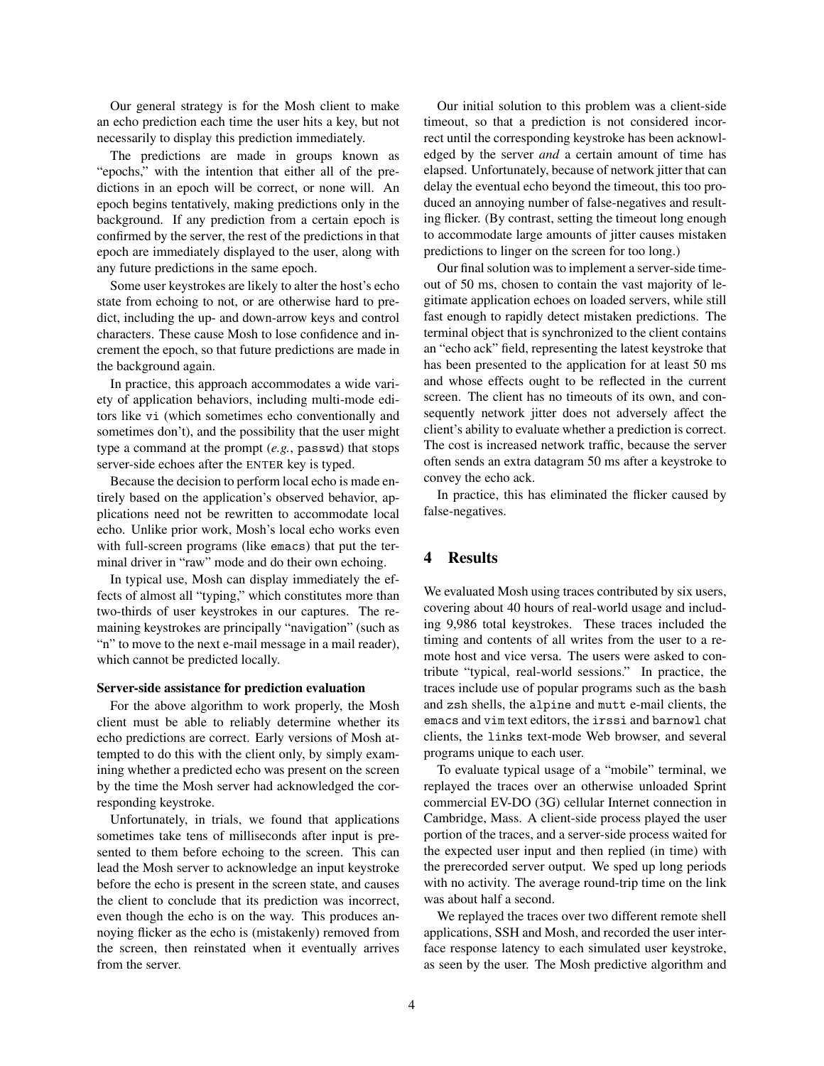Our general strategy is for the Mosh client to make an echo prediction each time the user hits a key, but not necessarily to display this prediction immediately.

The predictions are made in groups known as "epochs," with the intention that either all of the predictions in an epoch will be correct, or none will. An epoch begins tentatively, making predictions only in the background. If any prediction from a certain epoch is confirmed by the server, the rest of the predictions in that epoch are immediately displayed to the user, along with any future predictions in the same epoch.

Some user keystrokes are likely to alter the host's echo state from echoing to not, or are otherwise hard to predict, including the up- and down-arrow keys and control characters. These cause Mosh to lose confidence and increment the epoch, so that future predictions are made in the background again.

In practice, this approach accommodates a wide variety of application behaviors, including multi-mode editors like `vi` (which sometimes echo conventionally and sometimes don't), and the possibility that the user might type a command at the prompt (*e.g.*, `passwd`) that stops server-side echoes after the ENTER key is typed.

Because the decision to perform local echo is made entirely based on the application's observed behavior, applications need not be rewritten to accommodate local echo. Unlike prior work, Mosh's local echo works even with full-screen programs (like `emacs`) that put the terminal driver in "raw" mode and do their own echoing.

In typical use, Mosh can display immediately the effects of almost all "typing," which constitutes more than two-thirds of user keystrokes in our captures. The remaining keystrokes are principally "navigation" (such as "n" to move to the next e-mail message in a mail reader), which cannot be predicted locally.

**Server-side assistance for prediction evaluation**

For the above algorithm to work properly, the Mosh client must be able to reliably determine whether its echo predictions are correct. Early versions of Mosh attempted to do this with the client only, by simply examining whether a predicted echo was present on the screen by the time the Mosh server had acknowledged the corresponding keystroke.

Unfortunately, in trials, we found that applications sometimes take tens of milliseconds after input is presented to them before echoing to the screen. This can lead the Mosh server to acknowledge an input keystroke before the echo is present in the screen state, and causes the client to conclude that its prediction was incorrect, even though the echo is on the way. This produces annoying flicker as the echo is (mistakenly) removed from the screen, then reinstated when it eventually arrives from the server.

Our initial solution to this problem was a client-side timeout, so that a prediction is not considered incorrect until the corresponding keystroke has been acknowledged by the server *and* a certain amount of time has elapsed. Unfortunately, because of network jitter that can delay the eventual echo beyond the timeout, this too produced an annoying number of false-negatives and resulting flicker. (By contrast, setting the timeout long enough to accommodate large amounts of jitter causes mistaken predictions to linger on the screen for too long.)

Our final solution was to implement a server-side timeout of 50 ms, chosen to contain the vast majority of legitimate application echoes on loaded servers, while still fast enough to rapidly detect mistaken predictions. The terminal object that is synchronized to the client contains an "echo ack" field, representing the latest keystroke that has been presented to the application for at least 50 ms and whose effects ought to be reflected in the current screen. The client has no timeouts of its own, and consequently network jitter does not adversely affect the client's ability to evaluate whether a prediction is correct. The cost is increased network traffic, because the server often sends an extra datagram 50 ms after a keystroke to convey the echo ack.

In practice, this has eliminated the flicker caused by false-negatives.

## 4 Results

We evaluated Mosh using traces contributed by six users, covering about 40 hours of real-world usage and including 9,986 total keystrokes. These traces included the timing and contents of all writes from the user to a remote host and vice versa. The users were asked to contribute "typical, real-world sessions." In practice, the traces include use of popular programs such as the `bash` and `zsh` shells, the `alpine` and `mutt` e-mail clients, the `emacs` and `vim` text editors, the `irssi` and `barnowl` chat clients, the `links` text-mode Web browser, and several programs unique to each user.

To evaluate typical usage of a "mobile" terminal, we replayed the traces over an otherwise unloaded Sprint commercial EV-DO (3G) cellular Internet connection in Cambridge, Mass. A client-side process played the user portion of the traces, and a server-side process waited for the expected user input and then replied (in time) with the prerecorded server output. We sped up long periods with no activity. The average round-trip time on the link was about half a second.

We replayed the traces over two different remote shell applications, SSH and Mosh, and recorded the user interface response latency to each simulated user keystroke, as seen by the user. The Mosh predictive algorithm and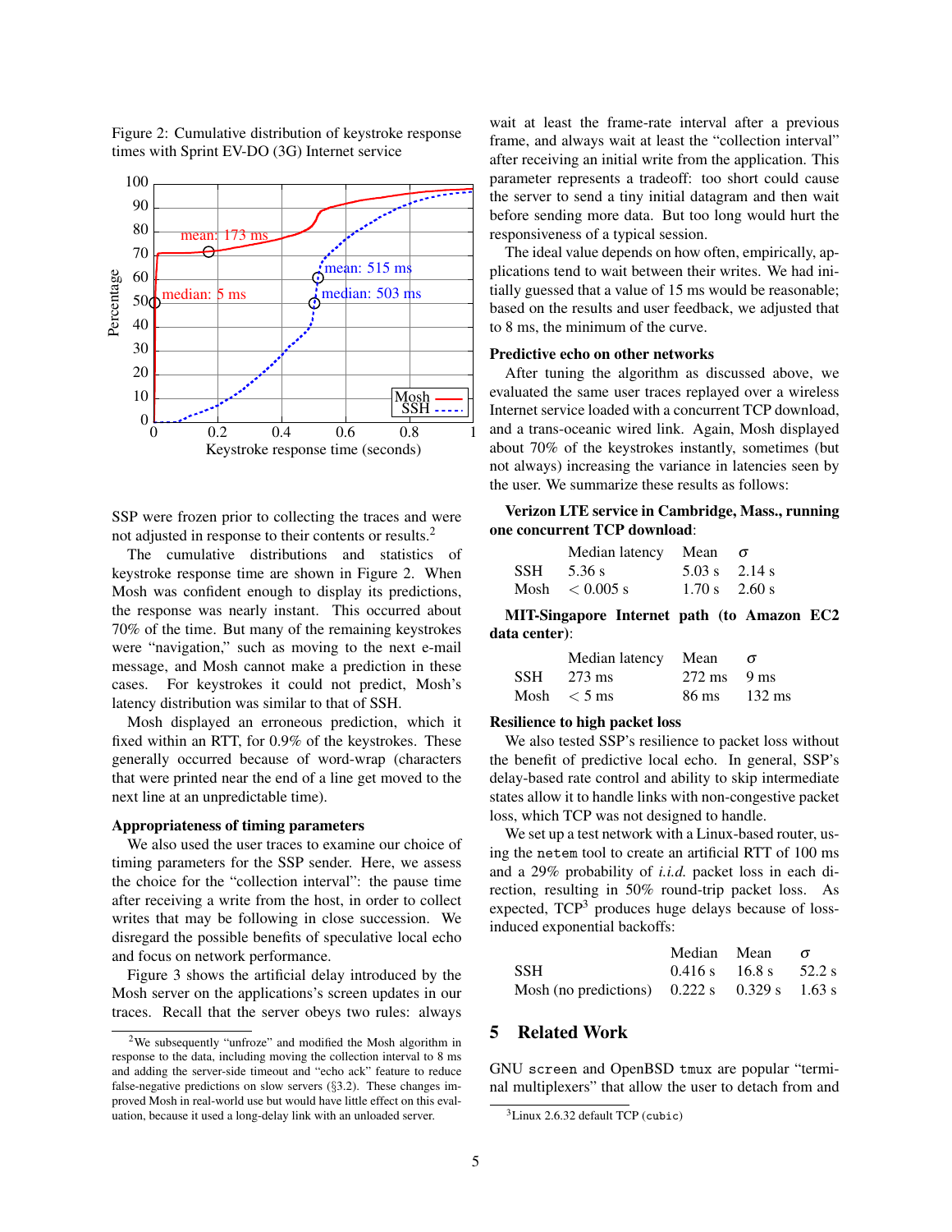Figure 2: Cumulative distribution of keystroke response times with Sprint EV-DO (3G) Internet service

SSP were frozen prior to collecting the traces and were not adjusted in response to their contents or results.[2]

The cumulative distributions and statistics of keystroke response time are shown in Figure 2. When Mosh was confident enough to display its predictions, the response was nearly instant. This occurred about 70% of the time. But many of the remaining keystrokes were "navigation," such as moving to the next e-mail message, and Mosh cannot make a prediction in these cases. For keystrokes it could not predict, Mosh's latency distribution was similar to that of SSH.

Mosh displayed an erroneous prediction, which it fixed within an RTT, for 0.9% of the keystrokes. These generally occurred because of word-wrap (characters that were printed near the end of a line get moved to the next line at an unpredictable time).

### Appropriateness of timing parameters

We also used the user traces to examine our choice of timing parameters for the SSP sender. Here, we assess the choice for the "collection interval": the pause time after receiving a write from the host, in order to collect writes that may be following in close succession. We disregard the possible benefits of speculative local echo and focus on network performance.

Figure 3 shows the artificial delay introduced by the Mosh server on the applications's screen updates in our traces. Recall that the server obeys two rules: always wait at least the frame-rate interval after a previous frame, and always wait at least the "collection interval" after receiving an initial write from the application. This parameter represents a tradeoff: too short could cause the server to send a tiny initial datagram and then wait before sending more data. But too long would hurt the responsiveness of a typical session.

The ideal value depends on how often, empirically, applications tend to wait between their writes. We had initially guessed that a value of 15 ms would be reasonable; based on the results and user feedback, we adjusted that to 8 ms, the minimum of the curve.

### Predictive echo on other networks

After tuning the algorithm as discussed above, we evaluated the same user traces replayed over a wireless Internet service loaded with a concurrent TCP download, and a trans-oceanic wired link. Again, Mosh displayed about 70% of the keystrokes instantly, sometimes (but not always) increasing the variance in latencies seen by the user. We summarize these results as follows:

**Verizon LTE service in Cambridge, Mass., running one concurrent TCP download:**

| | Median latency | Mean | $\sigma$ |
|---|---|---|---|
| SSH | 5.36 s | 5.03 s | 2.14 s |
| Mosh | $< 0.005$ s | 1.70 s | 2.60 s |

**MIT-Singapore Internet path (to Amazon EC2 data center):**

| | Median latency | Mean | $\sigma$ |
|---|---|---|---|
| SSH | 273 ms | 272 ms | 9 ms |
| Mosh | $< 5$ ms | 86 ms | 132 ms |

### Resilience to high packet loss

We also tested SSP's resilience to packet loss without the benefit of predictive local echo. In general, SSP's delay-based rate control and ability to skip intermediate states allow it to handle links with non-congestive packet loss, which TCP was not designed to handle.

We set up a test network with a Linux-based router, using the `netem` tool to create an artificial RTT of 100 ms and a 29% probability of *i.i.d.* packet loss in each direction, resulting in 50% round-trip packet loss. As expected, TCP[3] produces huge delays because of loss-induced exponential backoffs:

| | Median | Mean | $\sigma$ |
|---|---|---|---|
| SSH | 0.416 s | 16.8 s | 52.2 s |
| Mosh (no predictions) | 0.222 s | 0.329 s | 1.63 s |

## 5 Related Work

GNU `screen` and OpenBSD `tmux` are popular "terminal multiplexers" that allow the user to detach from and

[2]We subsequently "unfroze" and modified the Mosh algorithm in response to the data, including moving the collection interval to 8 ms and adding the server-side timeout and "echo ack" feature to reduce false-negative predictions on slow servers (§3.2). These changes improved Mosh in real-world use but would have little effect on this evaluation, because it used a long-delay link with an unloaded server.

[3]Linux 2.6.32 default TCP (`cubic`)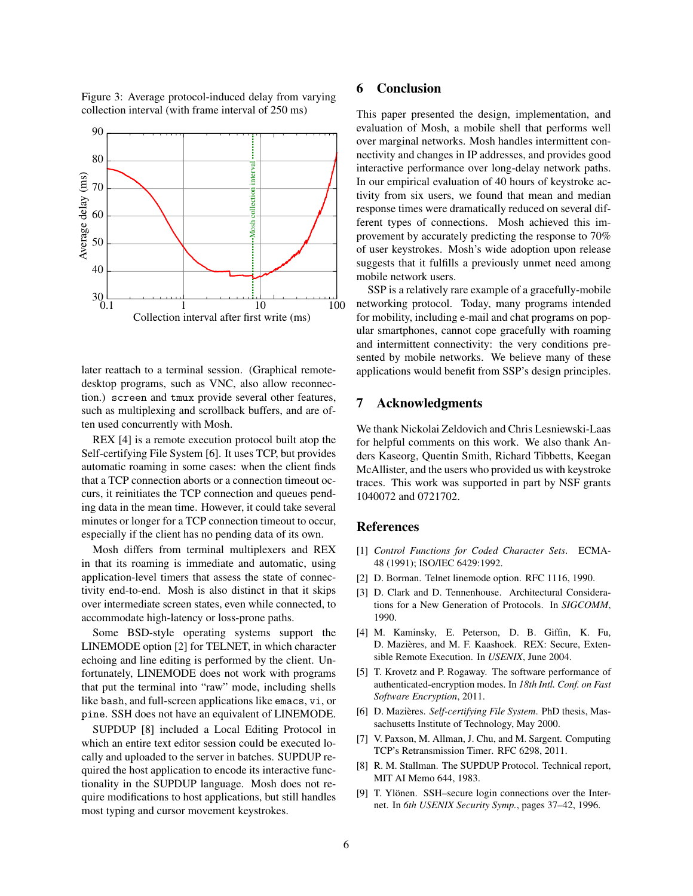Figure 3: Average protocol-induced delay from varying collection interval (with frame interval of 250 ms)

90
80
70
60
50
40
30
Average delay (ms)
0.1
1
10
100
Collection interval after first write (ms)
Mosh collection interval

later reattach to a terminal session. (Graphical remote-desktop programs, such as VNC, also allow reconnection.) `screen` and `tmux` provide several other features, such as multiplexing and scrollback buffers, and are often used concurrently with Mosh.

REX [4] is a remote execution protocol built atop the Self-certifying File System [6]. It uses TCP, but provides automatic roaming in some cases: when the client finds that a TCP connection aborts or a connection timeout occurs, it reinitiates the TCP connection and queues pending data in the mean time. However, it could take several minutes or longer for a TCP connection timeout to occur, especially if the client has no pending data of its own.

Mosh differs from terminal multiplexers and REX in that its roaming is immediate and automatic, using application-level timers that assess the state of connectivity end-to-end. Mosh is also distinct in that it skips over intermediate screen states, even while connected, to accommodate high-latency or loss-prone paths.

Some BSD-style operating systems support the LINEMODE option [2] for TELNET, in which character echoing and line editing is performed by the client. Unfortunately, LINEMODE does not work with programs that put the terminal into "raw" mode, including shells like `bash`, and full-screen applications like `emacs`, `vi`, or `pine`. SSH does not have an equivalent of LINEMODE.

SUPDUP [8] included a Local Editing Protocol in which an entire text editor session could be executed locally and uploaded to the server in batches. SUPDUP required the host application to encode its interactive functionality in the SUPDUP language. Mosh does not require modifications to host applications, but still handles most typing and cursor movement keystrokes.

## 6 Conclusion

This paper presented the design, implementation, and evaluation of Mosh, a mobile shell that performs well over marginal networks. Mosh handles intermittent connectivity and changes in IP addresses, and provides good interactive performance over long-delay network paths. In our empirical evaluation of 40 hours of keystroke activity from six users, we found that mean and median response times were dramatically reduced on several different types of connections. Mosh achieved this improvement by accurately predicting the response to 70% of user keystrokes. Mosh's wide adoption upon release suggests that it fulfills a previously unmet need among mobile network users.

SSP is a relatively rare example of a gracefully-mobile networking protocol. Today, many programs intended for mobility, including e-mail and chat programs on popular smartphones, cannot cope gracefully with roaming and intermittent connectivity: the very conditions presented by mobile networks. We believe many of these applications would benefit from SSP's design principles.

## 7 Acknowledgments

We thank Nickolai Zeldovich and Chris Lesniewski-Laas for helpful comments on this work. We also thank Anders Kaseorg, Quentin Smith, Richard Tibbetts, Keegan McAllister, and the users who provided us with keystroke traces. This work was supported in part by NSF grants 1040072 and 0721702.

## References

[1] *Control Functions for Coded Character Sets*. ECMA-48 (1991); ISO/IEC 6429:1992.

[2] D. Borman. Telnet linemode option. RFC 1116, 1990.

[3] D. Clark and D. Tennenhouse. Architectural Considerations for a New Generation of Protocols. In *SIGCOMM*, 1990.

[4] M. Kaminsky, E. Peterson, D. B. Giffin, K. Fu, D. Mazières, and M. F. Kaashoek. REX: Secure, Extensible Remote Execution. In *USENIX*, June 2004.

[5] T. Krovetz and P. Rogaway. The software performance of authenticated-encryption modes. In *18th Intl. Conf. on Fast Software Encryption*, 2011.

[6] D. Mazières. *Self-certifying File System*. PhD thesis, Massachusetts Institute of Technology, May 2000.

[7] V. Paxson, M. Allman, J. Chu, and M. Sargent. Computing TCP's Retransmission Timer. RFC 6298, 2011.

[8] R. M. Stallman. The SUPDUP Protocol. Technical report, MIT AI Memo 644, 1983.

[9] T. Ylönen. SSH–secure login connections over the Internet. In *6th USENIX Security Symp.*, pages 37–42, 1996.